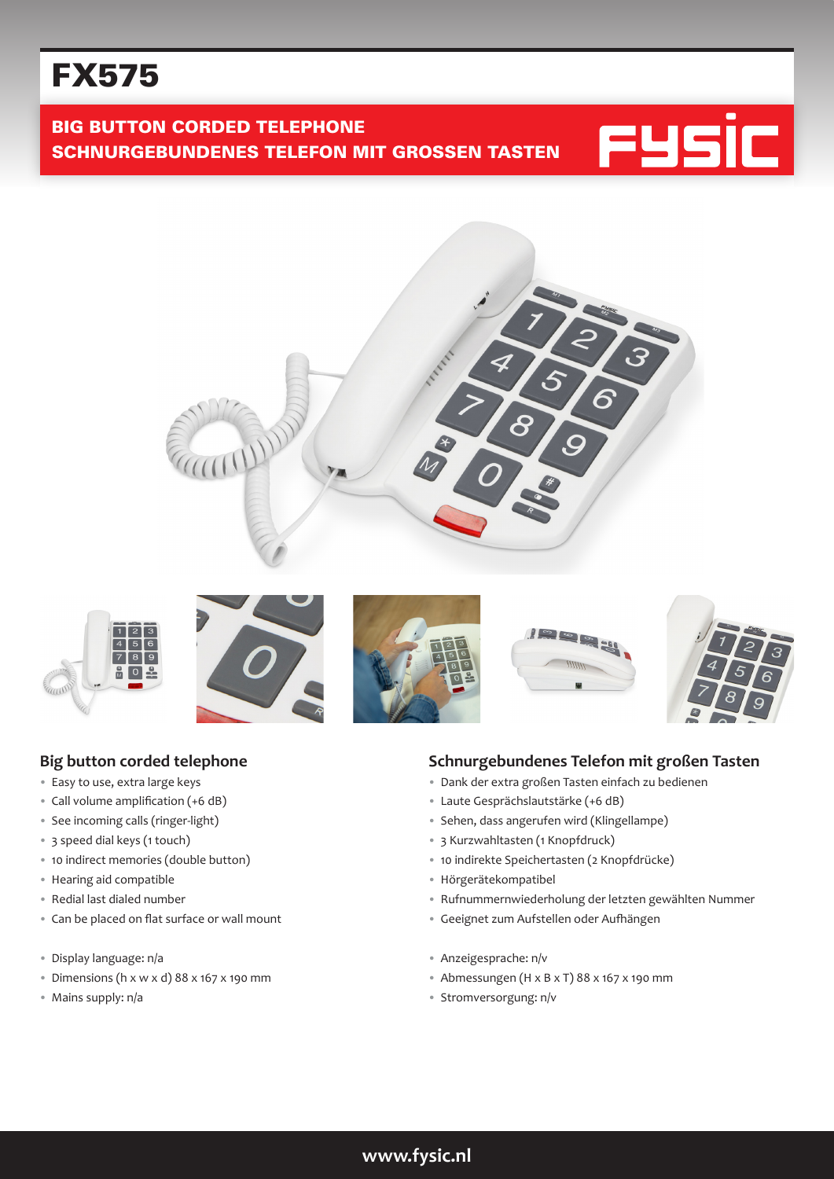# FX575

**BIG BUTTON CORDED TELEPHONE**
**SCHNURGEBUNDENES TELEFON MIT GROSSEN TASTEN**

FYSIC

## Big button corded telephone

- Easy to use, extra large keys
- Call volume amplification (+6 dB)
- See incoming calls (ringer-light)
- 3 speed dial keys (1 touch)
- 10 indirect memories (double button)
- Hearing aid compatible
- Redial last dialed number
- Can be placed on flat surface or wall mount

- Display language: n/a
- Dimensions (h x w x d) 88 x 167 x 190 mm
- Mains supply: n/a

## Schnurgebundenes Telefon mit großen Tasten

- Dank der extra großen Tasten einfach zu bedienen
- Laute Gesprächslautstärke (+6 dB)
- Sehen, dass angerufen wird (Klingellampe)
- 3 Kurzwahltasten (1 Knopfdruck)
- 10 indirekte Speichertasten (2 Knopfdrücke)
- Hörgerätekompatibel
- Rufnummernwiederholung der letzten gewählten Nummer
- Geeignet zum Aufstellen oder Aufhängen

- Anzeigesprache: n/v
- Abmessungen (H x B x T) 88 x 167 x 190 mm
- Stromversorgung: n/v

www.fysic.nl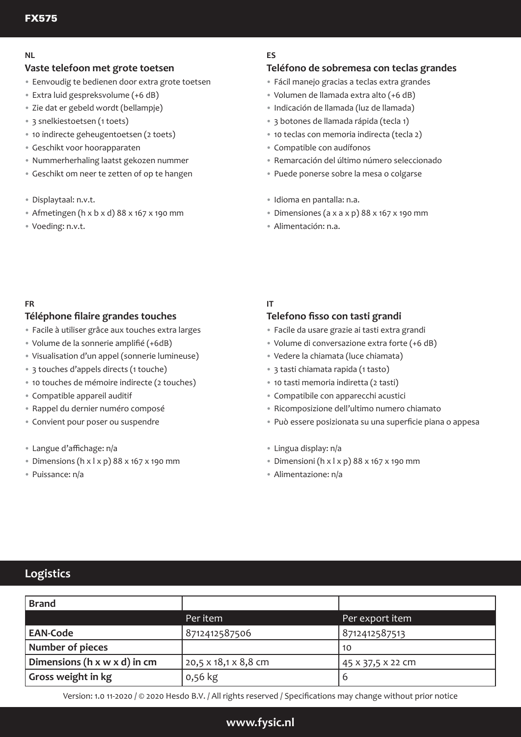FX575

NL

### Vaste telefoon met grote toetsen

- Eenvoudig te bedienen door extra grote toetsen
- Extra luid gespreksvolume (+6 dB)
- Zie dat er gebeld wordt (bellampje)
- 3 snelkiestoetsen (1 toets)
- 10 indirecte geheugentoetsen (2 toets)
- Geschikt voor hoorapparaten
- Nummerherhaling laatst gekozen nummer
- Geschikt om neer te zetten of op te hangen

- Displaytaal: n.v.t.
- Afmetingen (h x b x d) 88 x 167 x 190 mm
- Voeding: n.v.t.

ES

### Teléfono de sobremesa con teclas grandes

- Fácil manejo gracias a teclas extra grandes
- Volumen de llamada extra alto (+6 dB)
- Indicación de llamada (luz de llamada)
- 3 botones de llamada rápida (tecla 1)
- 10 teclas con memoria indirecta (tecla 2)
- Compatible con audífonos
- Remarcación del último número seleccionado
- Puede ponerse sobre la mesa o colgarse

- Idioma en pantalla: n.a.
- Dimensiones (a x a x p) 88 x 167 x 190 mm
- Alimentación: n.a.

FR

### Téléphone filaire grandes touches

- Facile à utiliser grâce aux touches extra larges
- Volume de la sonnerie amplifié (+6dB)
- Visualisation d'un appel (sonnerie lumineuse)
- 3 touches d'appels directs (1 touche)
- 10 touches de mémoire indirecte (2 touches)
- Compatible appareil auditif
- Rappel du dernier numéro composé
- Convient pour poser ou suspendre

- Langue d'affichage: n/a
- Dimensions (h x l x p) 88 x 167 x 190 mm
- Puissance: n/a

IT

### Telefono fisso con tasti grandi

- Facile da usare grazie ai tasti extra grandi
- Volume di conversazione extra forte (+6 dB)
- Vedere la chiamata (luce chiamata)
- 3 tasti chiamata rapida (1 tasto)
- 10 tasti memoria indiretta (2 tasti)
- Compatibile con apparecchi acustici
- Ricomposizione dell'ultimo numero chiamato
- Può essere posizionata su una superficie piana o appesa

- Lingua display: n/a
- Dimensioni (h x l x p) 88 x 167 x 190 mm
- Alimentazione: n/a

## Logistics

| Brand | | |
|---|---|---|
| | Per item | Per export item |
| EAN-Code | 8712412587506 | 8712412587513 |
| Number of pieces | | 10 |
| Dimensions (h x w x d) in cm | 20,5 x 18,1 x 8,8 cm | 45 x 37,5 x 22 cm |
| Gross weight in kg | 0,56 kg | 6 |

Version: 1.0 11-2020 / © 2020 Hesdo B.V. / All rights reserved / Specifications may change without prior notice

www.fysic.nl